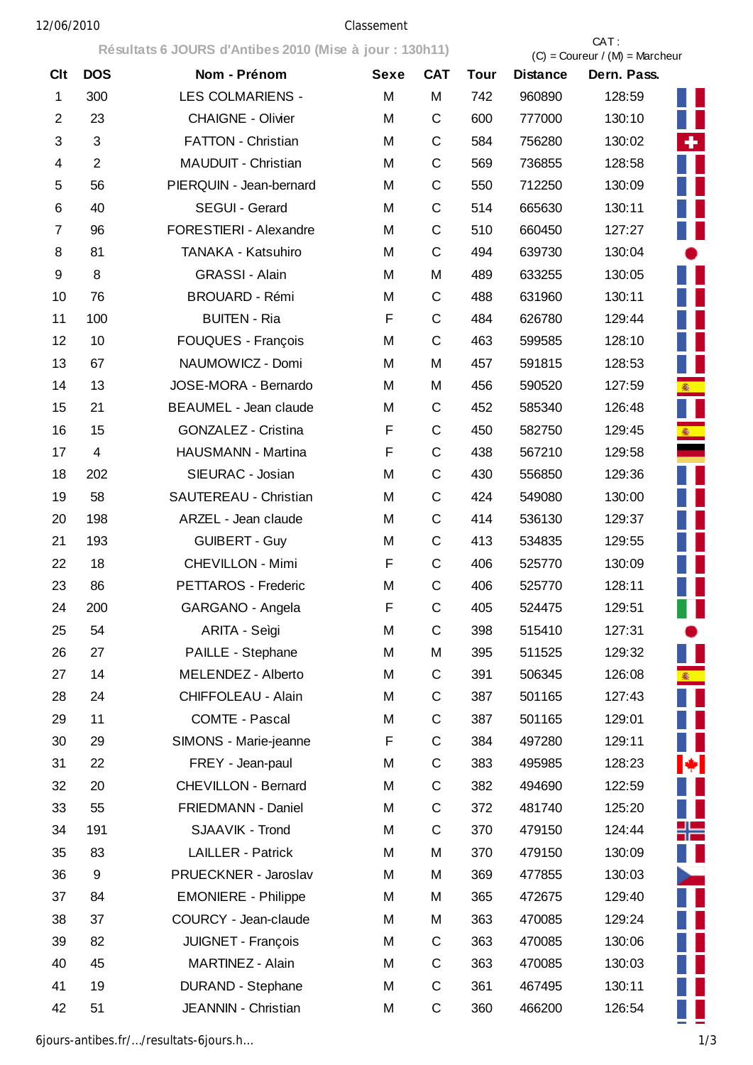Classement

**Résultats 6 JOURS d'Antibes 2010 (Mise à jour : 130h11)**

CAT : (C) = Coureur / (M) = Marcheur

| Clt | DOS | Nom - Prénom | Sexe | CAT | Tour | Distance | Dern. Pass. |
|---|---|---|---|---|---|---|---|
| 1 | 300 | LES COLMARIENS - | M | M | 742 | 960890 | 128:59 |
| 2 | 23 | CHAIGNE - Olivier | M | C | 600 | 777000 | 130:10 |
| 3 | 3 | FATTON - Christian | M | C | 584 | 756280 | 130:02 |
| 4 | 2 | MAUDUIT - Christian | M | C | 569 | 736855 | 128:58 |
| 5 | 56 | PIERQUIN - Jean-bernard | M | C | 550 | 712250 | 130:09 |
| 6 | 40 | SEGUI - Gerard | M | C | 514 | 665630 | 130:11 |
| 7 | 96 | FORESTIERI - Alexandre | M | C | 510 | 660450 | 127:27 |
| 8 | 81 | TANAKA - Katsuhiro | M | C | 494 | 639730 | 130:04 |
| 9 | 8 | GRASSI - Alain | M | M | 489 | 633255 | 130:05 |
| 10 | 76 | BROUARD - Rémi | M | C | 488 | 631960 | 130:11 |
| 11 | 100 | BUITEN - Ria | F | C | 484 | 626780 | 129:44 |
| 12 | 10 | FOUQUES - François | M | C | 463 | 599585 | 128:10 |
| 13 | 67 | NAUMOWICZ - Domi | M | M | 457 | 591815 | 128:53 |
| 14 | 13 | JOSE-MORA - Bernardo | M | M | 456 | 590520 | 127:59 |
| 15 | 21 | BEAUMEL - Jean claude | M | C | 452 | 585340 | 126:48 |
| 16 | 15 | GONZALEZ - Cristina | F | C | 450 | 582750 | 129:45 |
| 17 | 4 | HAUSMANN - Martina | F | C | 438 | 567210 | 129:58 |
| 18 | 202 | SIEURAC - Josian | M | C | 430 | 556850 | 129:36 |
| 19 | 58 | SAUTEREAU - Christian | M | C | 424 | 549080 | 130:00 |
| 20 | 198 | ARZEL - Jean claude | M | C | 414 | 536130 | 129:37 |
| 21 | 193 | GUIBERT - Guy | M | C | 413 | 534835 | 129:55 |
| 22 | 18 | CHEVILLON - Mimi | F | C | 406 | 525770 | 130:09 |
| 23 | 86 | PETTAROS - Frederic | M | C | 406 | 525770 | 128:11 |
| 24 | 200 | GARGANO - Angela | F | C | 405 | 524475 | 129:51 |
| 25 | 54 | ARITA - Seìgi | M | C | 398 | 515410 | 127:31 |
| 26 | 27 | PAILLE - Stephane | M | M | 395 | 511525 | 129:32 |
| 27 | 14 | MELENDEZ - Alberto | M | C | 391 | 506345 | 126:08 |
| 28 | 24 | CHIFFOLEAU - Alain | M | C | 387 | 501165 | 127:43 |
| 29 | 11 | COMTE - Pascal | M | C | 387 | 501165 | 129:01 |
| 30 | 29 | SIMONS - Marie-jeanne | F | C | 384 | 497280 | 129:11 |
| 31 | 22 | FREY - Jean-paul | M | C | 383 | 495985 | 128:23 |
| 32 | 20 | CHEVILLON - Bernard | M | C | 382 | 494690 | 122:59 |
| 33 | 55 | FRIEDMANN - Daniel | M | C | 372 | 481740 | 125:20 |
| 34 | 191 | SJAAVIK - Trond | M | C | 370 | 479150 | 124:44 |
| 35 | 83 | LAILLER - Patrick | M | M | 370 | 479150 | 130:09 |
| 36 | 9 | PRUECKNER - Jaroslav | M | M | 369 | 477855 | 130:03 |
| 37 | 84 | EMONIERE - Philippe | M | M | 365 | 472675 | 129:40 |
| 38 | 37 | COURCY - Jean-claude | M | M | 363 | 470085 | 129:24 |
| 39 | 82 | JUIGNET - François | M | C | 363 | 470085 | 130:06 |
| 40 | 45 | MARTINEZ - Alain | M | C | 363 | 470085 | 130:03 |
| 41 | 19 | DURAND - Stephane | M | C | 361 | 467495 | 130:11 |
| 42 | 51 | JEANNIN - Christian | M | C | 360 | 466200 | 126:54 |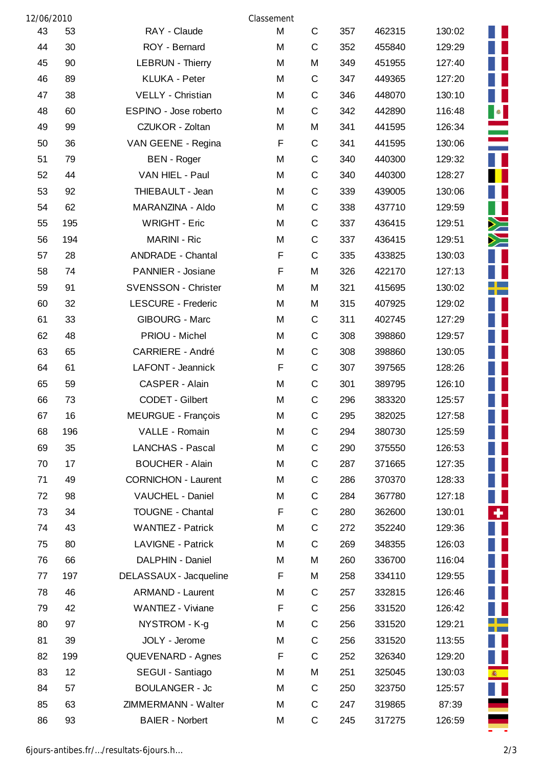| | | | | | | | | |
|---|---|---|---|---|---|---|---|---|
| 43 | 53 | RAY - Claude | M | C | 357 | 462315 | 130:02 | |
| 44 | 30 | ROY - Bernard | M | C | 352 | 455840 | 129:29 | |
| 45 | 90 | LEBRUN - Thierry | M | M | 349 | 451955 | 127:40 | |
| 46 | 89 | KLUKA - Peter | M | C | 347 | 449365 | 127:20 | |
| 47 | 38 | VELLY - Christian | M | C | 346 | 448070 | 130:10 | |
| 48 | 60 | ESPINO - Jose roberto | M | C | 342 | 442890 | 116:48 | |
| 49 | 99 | CZUKOR - Zoltan | M | M | 341 | 441595 | 126:34 | |
| 50 | 36 | VAN GEENE - Regina | F | C | 341 | 441595 | 130:06 | |
| 51 | 79 | BEN - Roger | M | C | 340 | 440300 | 129:32 | |
| 52 | 44 | VAN HIEL - Paul | M | C | 340 | 440300 | 128:27 | |
| 53 | 92 | THIEBAULT - Jean | M | C | 339 | 439005 | 130:06 | |
| 54 | 62 | MARANZINA - Aldo | M | C | 338 | 437710 | 129:59 | |
| 55 | 195 | WRIGHT - Eric | M | C | 337 | 436415 | 129:51 | |
| 56 | 194 | MARINI - Ric | M | C | 337 | 436415 | 129:51 | |
| 57 | 28 | ANDRADE - Chantal | F | C | 335 | 433825 | 130:03 | |
| 58 | 74 | PANNIER - Josiane | F | M | 326 | 422170 | 127:13 | |
| 59 | 91 | SVENSSON - Christer | M | M | 321 | 415695 | 130:02 | |
| 60 | 32 | LESCURE - Frederic | M | M | 315 | 407925 | 129:02 | |
| 61 | 33 | GIBOURG - Marc | M | C | 311 | 402745 | 127:29 | |
| 62 | 48 | PRIOU - Michel | M | C | 308 | 398860 | 129:57 | |
| 63 | 65 | CARRIERE - André | M | C | 308 | 398860 | 130:05 | |
| 64 | 61 | LAFONT - Jeannick | F | C | 307 | 397565 | 128:26 | |
| 65 | 59 | CASPER - Alain | M | C | 301 | 389795 | 126:10 | |
| 66 | 73 | CODET - Gilbert | M | C | 296 | 383320 | 125:57 | |
| 67 | 16 | MEURGUE - François | M | C | 295 | 382025 | 127:58 | |
| 68 | 196 | VALLE - Romain | M | C | 294 | 380730 | 125:59 | |
| 69 | 35 | LANCHAS - Pascal | M | C | 290 | 375550 | 126:53 | |
| 70 | 17 | BOUCHER - Alain | M | C | 287 | 371665 | 127:35 | |
| 71 | 49 | CORNICHON - Laurent | M | C | 286 | 370370 | 128:33 | |
| 72 | 98 | VAUCHEL - Daniel | M | C | 284 | 367780 | 127:18 | |
| 73 | 34 | TOUGNE - Chantal | F | C | 280 | 362600 | 130:01 | |
| 74 | 43 | WANTIEZ - Patrick | M | C | 272 | 352240 | 129:36 | |
| 75 | 80 | LAVIGNE - Patrick | M | C | 269 | 348355 | 126:03 | |
| 76 | 66 | DALPHIN - Daniel | M | M | 260 | 336700 | 116:04 | |
| 77 | 197 | DELASSAUX - Jacqueline | F | M | 258 | 334110 | 129:55 | |
| 78 | 46 | ARMAND - Laurent | M | C | 257 | 332815 | 126:46 | |
| 79 | 42 | WANTIEZ - Viviane | F | C | 256 | 331520 | 126:42 | |
| 80 | 97 | NYSTROM - K-g | M | C | 256 | 331520 | 129:21 | |
| 81 | 39 | JOLY - Jerome | M | C | 256 | 331520 | 113:55 | |
| 82 | 199 | QUEVENARD - Agnes | F | C | 252 | 326340 | 129:20 | |
| 83 | 12 | SEGUI - Santiago | M | M | 251 | 325045 | 130:03 | |
| 84 | 57 | BOULANGER - Jc | M | C | 250 | 323750 | 125:57 | |
| 85 | 63 | ZIMMERMANN - Walter | M | C | 247 | 319865 | 87:39 | |
| 86 | 93 | BAIER - Norbert | M | C | 245 | 317275 | 126:59 | |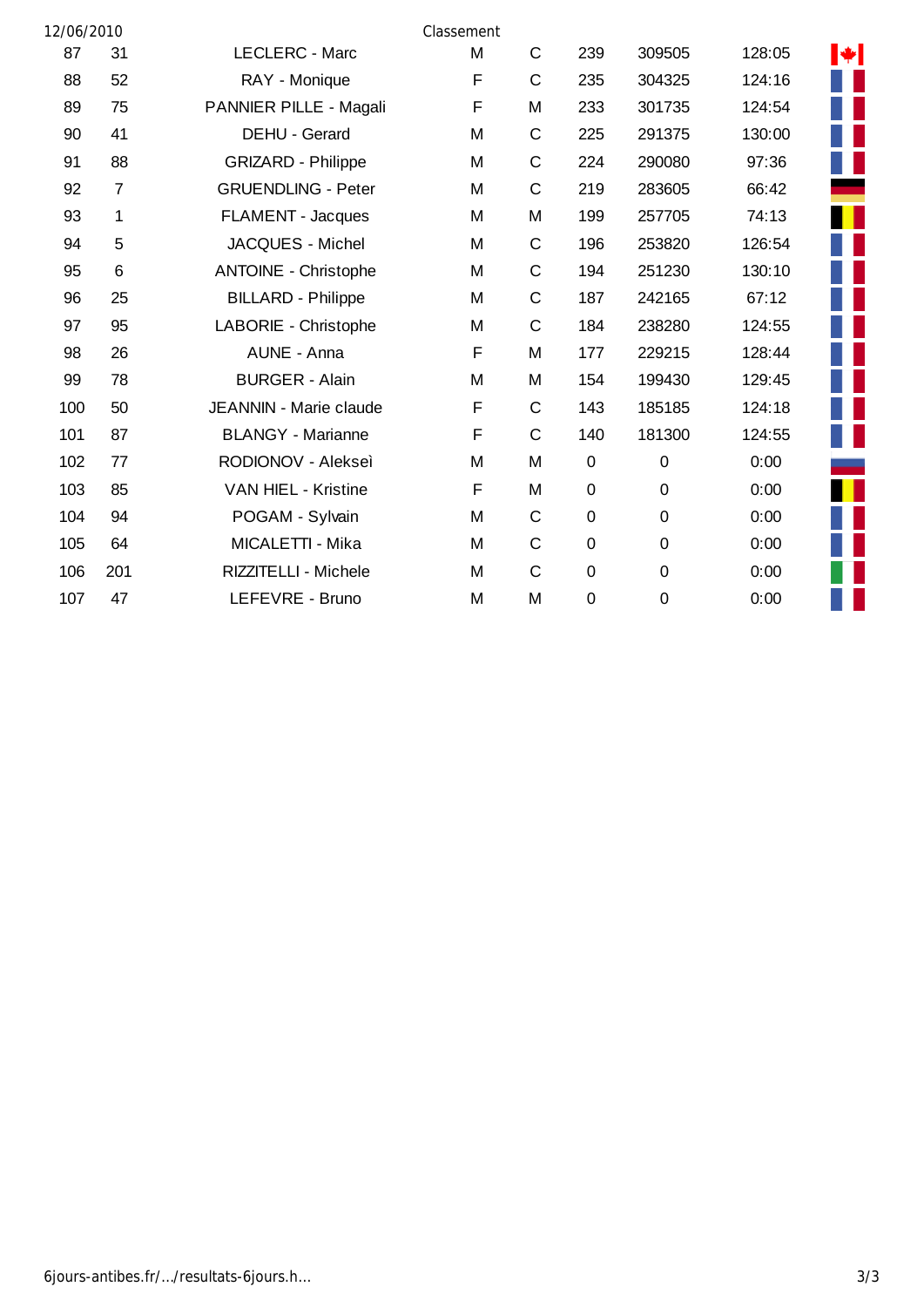| | | | | | | | | |
|---|---|---|---|---|---|---|---|---|
| 87 | 31 | LECLERC - Marc | M | C | 239 | 309505 | 128:05 | |
| 88 | 52 | RAY - Monique | F | C | 235 | 304325 | 124:16 | |
| 89 | 75 | PANNIER PILLE - Magali | F | M | 233 | 301735 | 124:54 | |
| 90 | 41 | DEHU - Gerard | M | C | 225 | 291375 | 130:00 | |
| 91 | 88 | GRIZARD - Philippe | M | C | 224 | 290080 | 97:36 | |
| 92 | 7 | GRUENDLING - Peter | M | C | 219 | 283605 | 66:42 | |
| 93 | 1 | FLAMENT - Jacques | M | M | 199 | 257705 | 74:13 | |
| 94 | 5 | JACQUES - Michel | M | C | 196 | 253820 | 126:54 | |
| 95 | 6 | ANTOINE - Christophe | M | C | 194 | 251230 | 130:10 | |
| 96 | 25 | BILLARD - Philippe | M | C | 187 | 242165 | 67:12 | |
| 97 | 95 | LABORIE - Christophe | M | C | 184 | 238280 | 124:55 | |
| 98 | 26 | AUNE - Anna | F | M | 177 | 229215 | 128:44 | |
| 99 | 78 | BURGER - Alain | M | M | 154 | 199430 | 129:45 | |
| 100 | 50 | JEANNIN - Marie claude | F | C | 143 | 185185 | 124:18 | |
| 101 | 87 | BLANGY - Marianne | F | C | 140 | 181300 | 124:55 | |
| 102 | 77 | RODIONOV - Alekseì | M | M | 0 | 0 | 0:00 | |
| 103 | 85 | VAN HIEL - Kristine | F | M | 0 | 0 | 0:00 | |
| 104 | 94 | POGAM - Sylvain | M | C | 0 | 0 | 0:00 | |
| 105 | 64 | MICALETTI - Mika | M | C | 0 | 0 | 0:00 | |
| 106 | 201 | RIZZITELLI - Michele | M | C | 0 | 0 | 0:00 | |
| 107 | 47 | LEFEVRE - Bruno | M | M | 0 | 0 | 0:00 | |